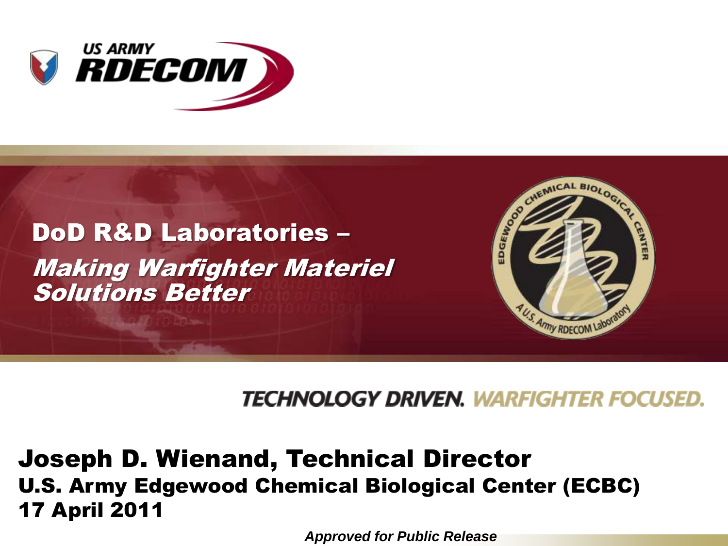US ARMY RDECOM

# DoD R&D Laboratories – *Making Warfighter Materiel Solutions Better*

EDGEWOOD CHEMICAL BIOLOGICAL CENTER
A U.S. Army RDECOM Laboratory

TECHNOLOGY DRIVEN. WARFIGHTER FOCUSED.

**Joseph D. Wienand, Technical Director**
**U.S. Army Edgewood Chemical Biological Center (ECBC)**
**17 April 2011**

***Approved for Public Release***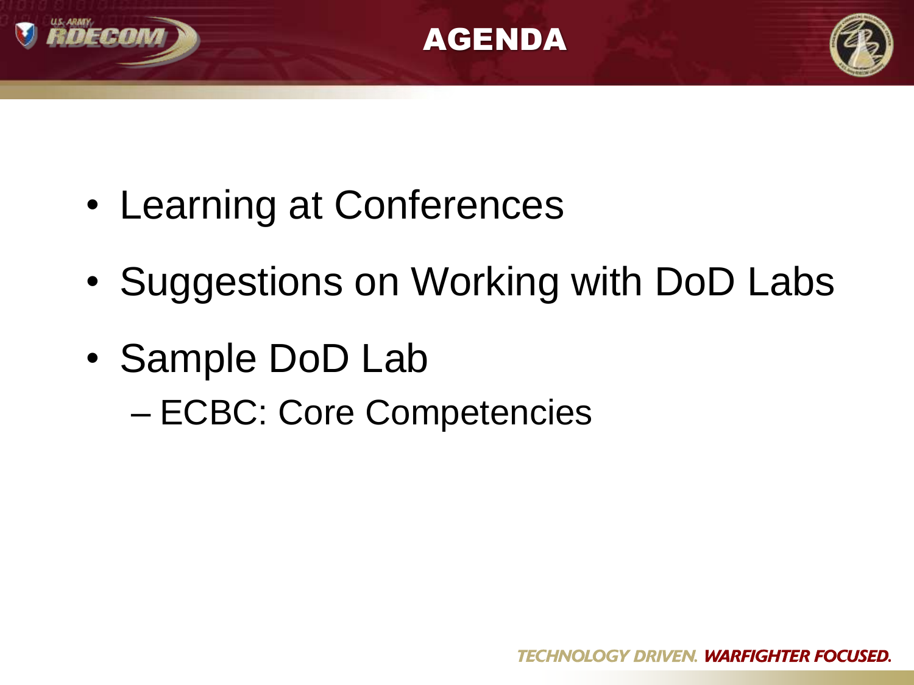# AGENDA

- Learning at Conferences
- Suggestions on Working with DoD Labs
- Sample DoD Lab
  - ECBC: Core Competencies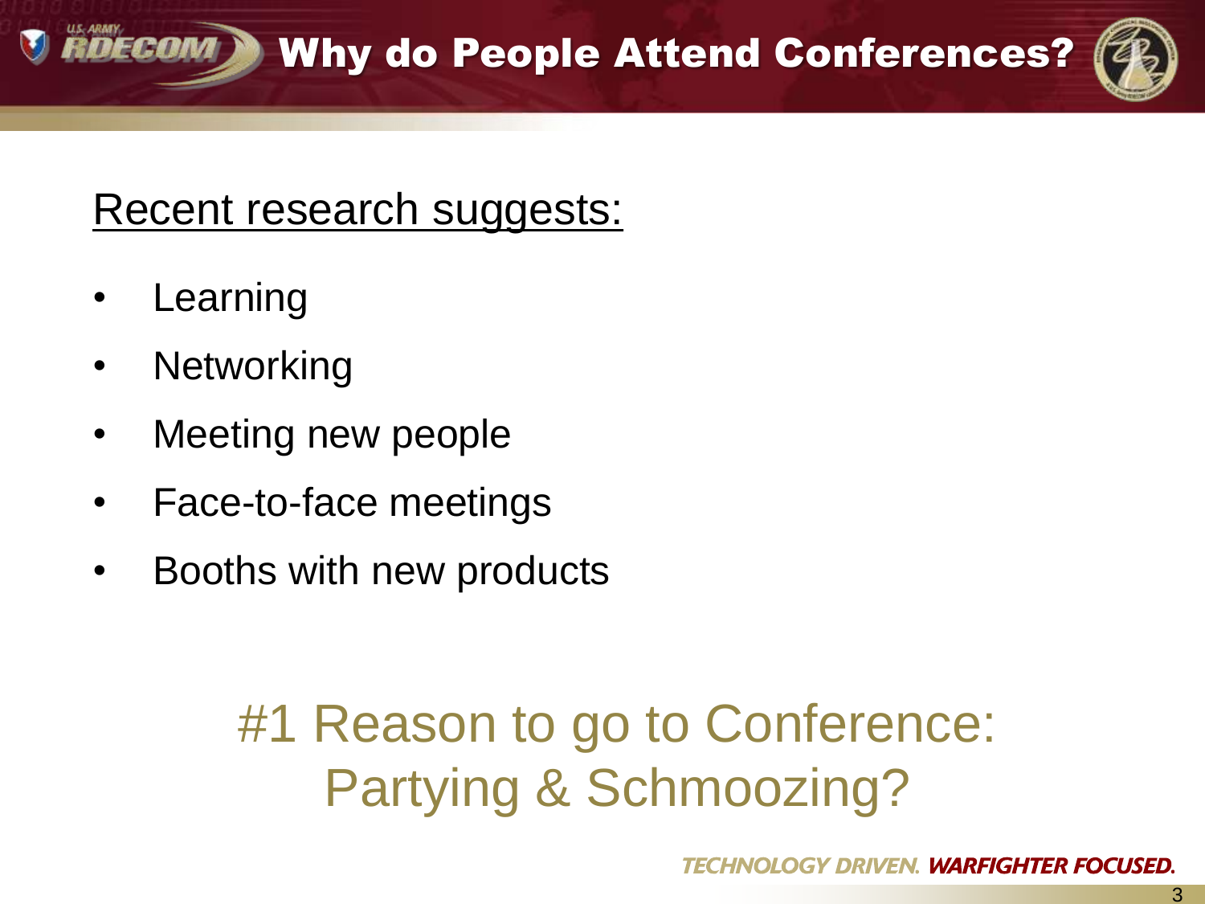# Why do People Attend Conferences?

Recent research suggests:

- Learning
- Networking
- Meeting new people
- Face-to-face meetings
- Booths with new products

#1 Reason to go to Conference: Partying & Schmoozing?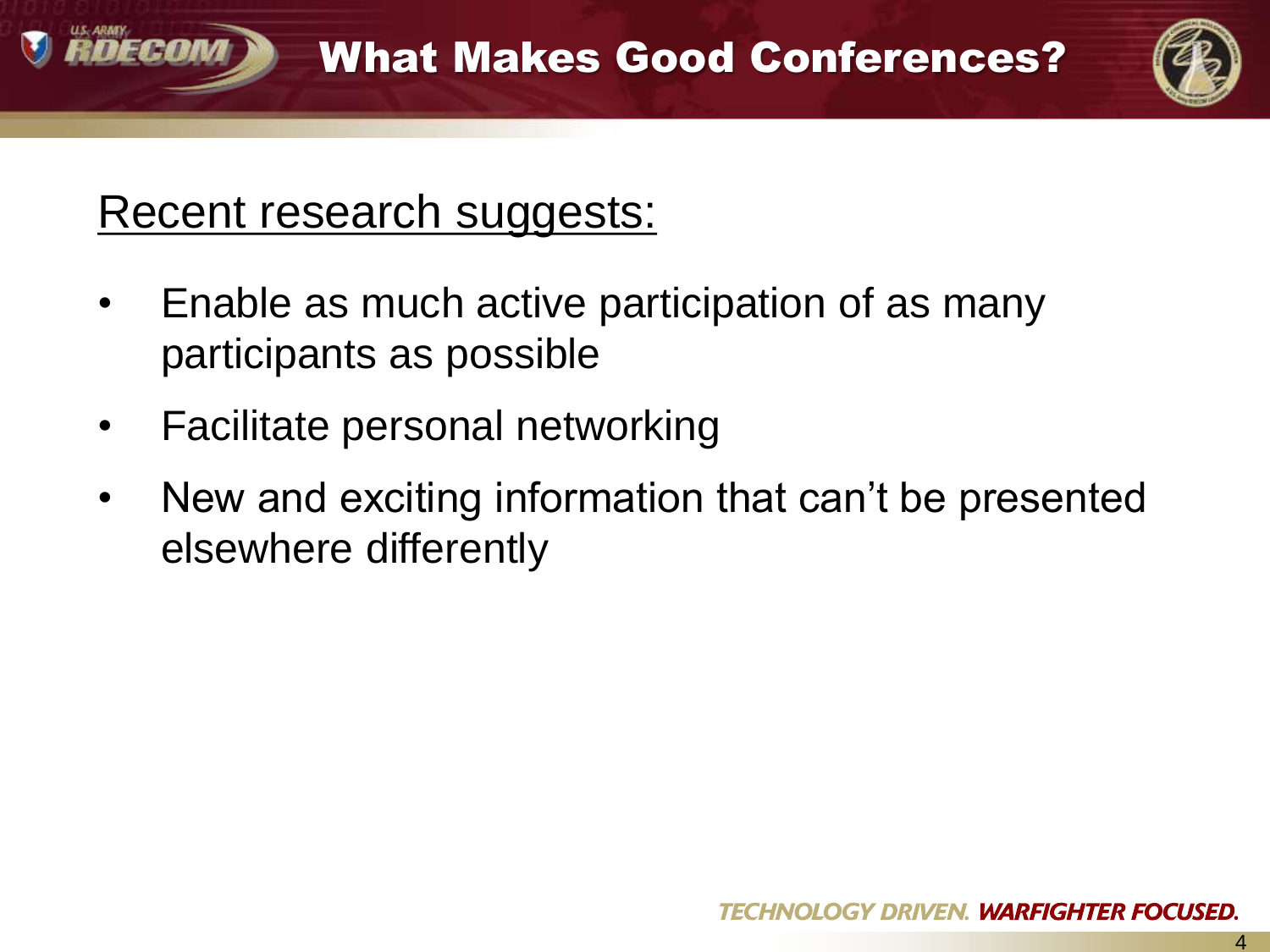# What Makes Good Conferences?

Recent research suggests:

- Enable as much active participation of as many participants as possible
- Facilitate personal networking
- New and exciting information that can't be presented elsewhere differently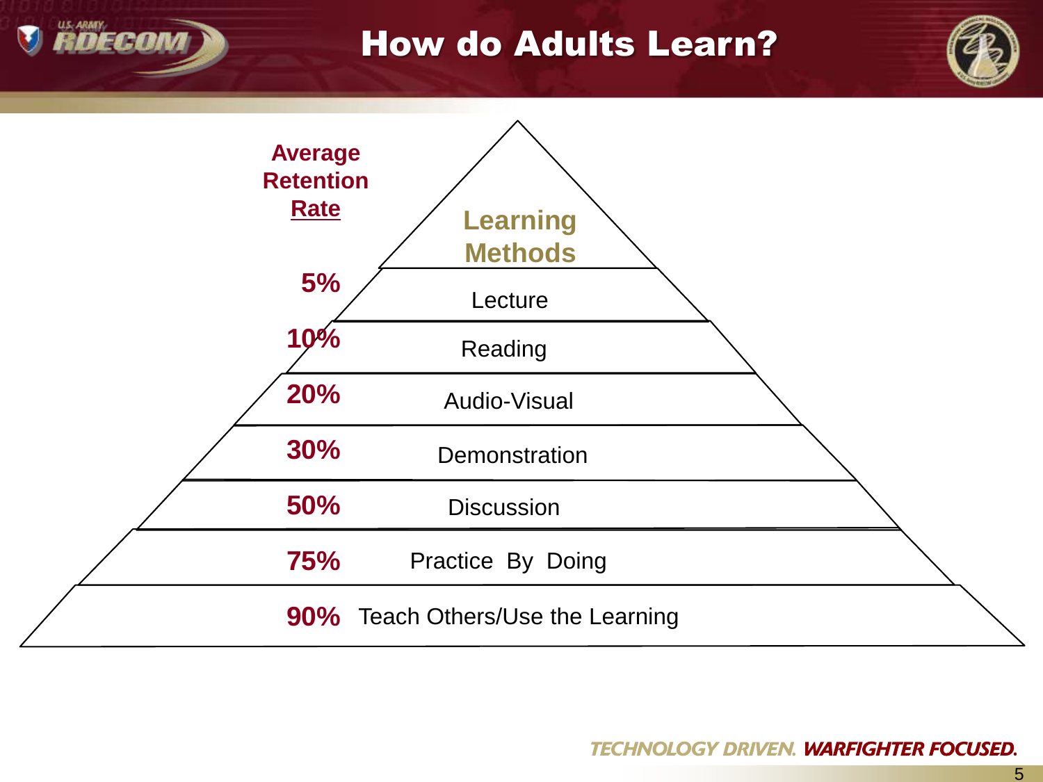# How do Adults Learn?

| Average Retention Rate | Learning Methods |
|---|---|
| 5% | Lecture |
| 10% | Reading |
| 20% | Audio-Visual |
| 30% | Demonstration |
| 50% | Discussion |
| 75% | Practice By Doing |
| 90% | Teach Others/Use the Learning |

*TECHNOLOGY DRIVEN.* ***WARFIGHTER FOCUSED.***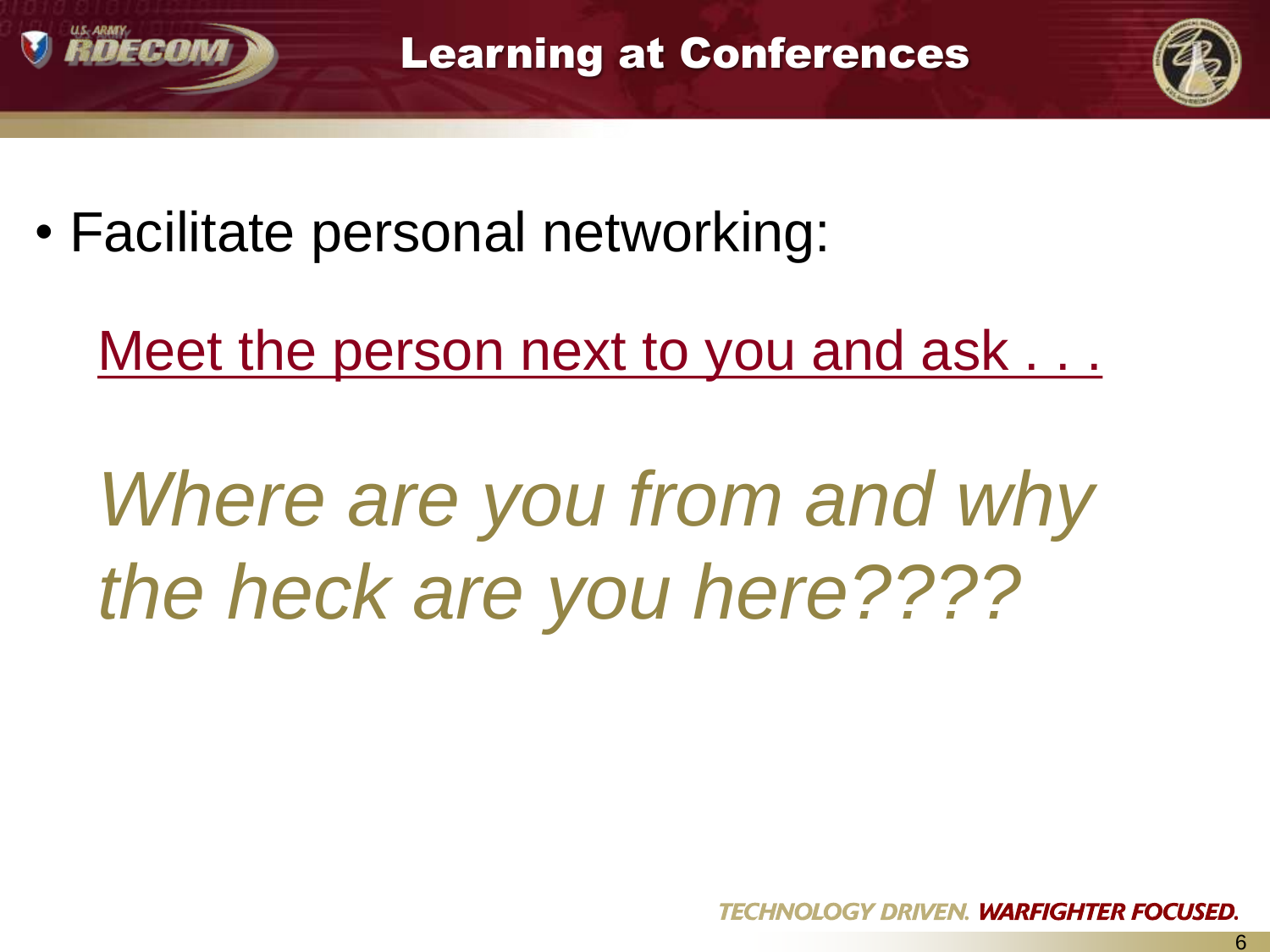# Learning at Conferences

- Facilitate personal networking:

  Meet the person next to you and ask . . .

  *Where are you from and why the heck are you here????*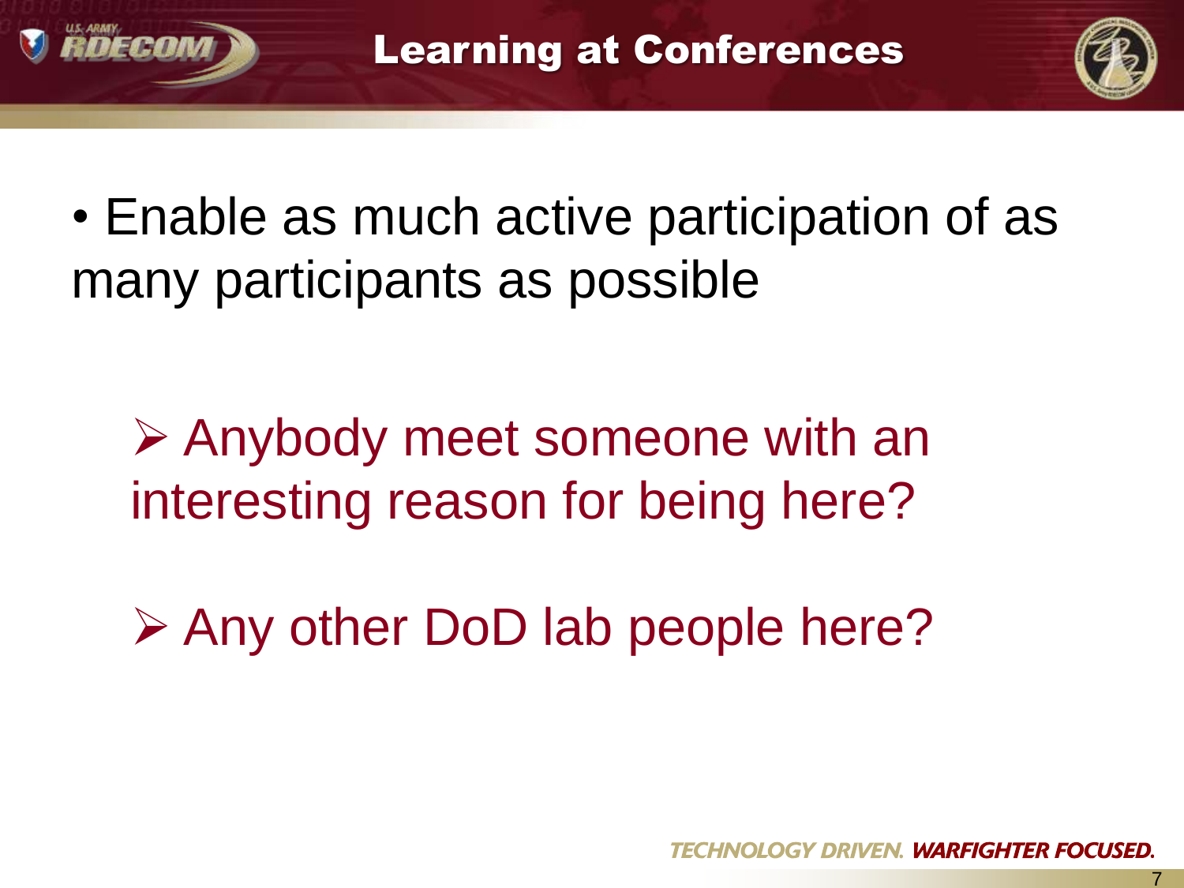# Learning at Conferences

- Enable as much active participation of as many participants as possible
  - Anybody meet someone with an interesting reason for being here?
  - Any other DoD lab people here?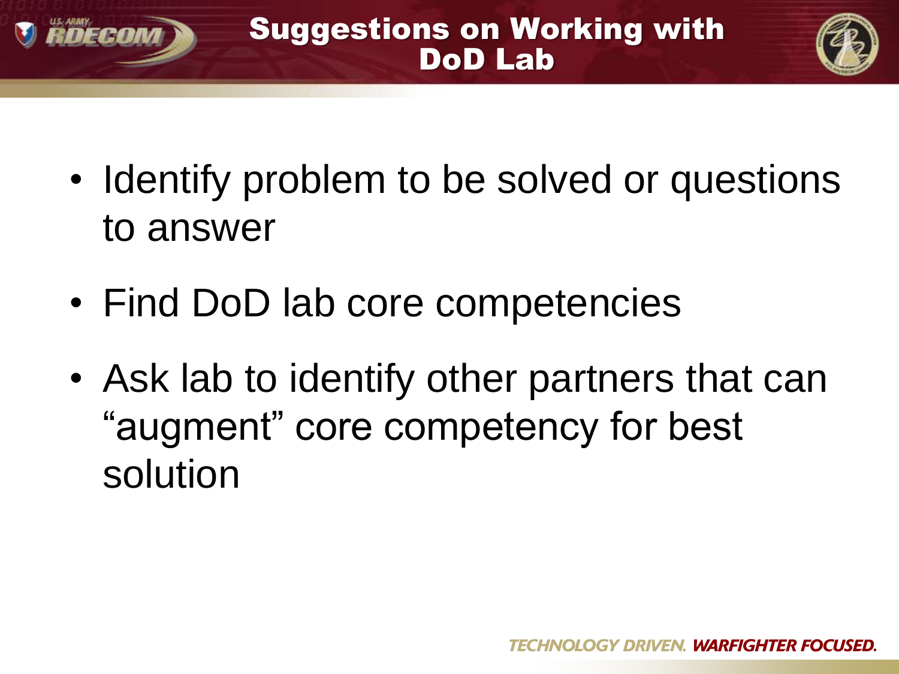# Suggestions on Working with DoD Lab

- Identify problem to be solved or questions to answer
- Find DoD lab core competencies
- Ask lab to identify other partners that can "augment" core competency for best solution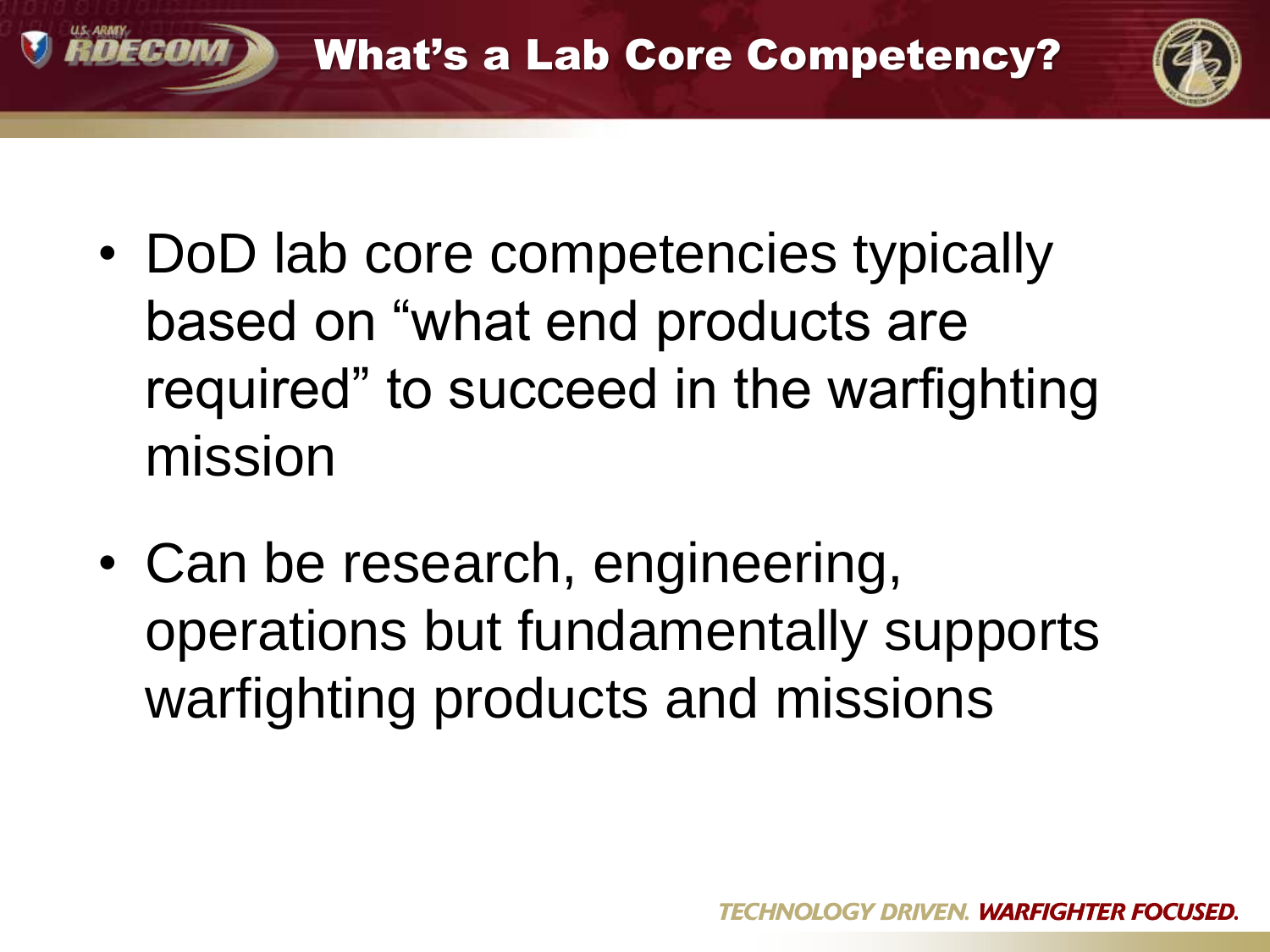# What's a Lab Core Competency?

- DoD lab core competencies typically based on "what end products are required" to succeed in the warfighting mission
- Can be research, engineering, operations but fundamentally supports warfighting products and missions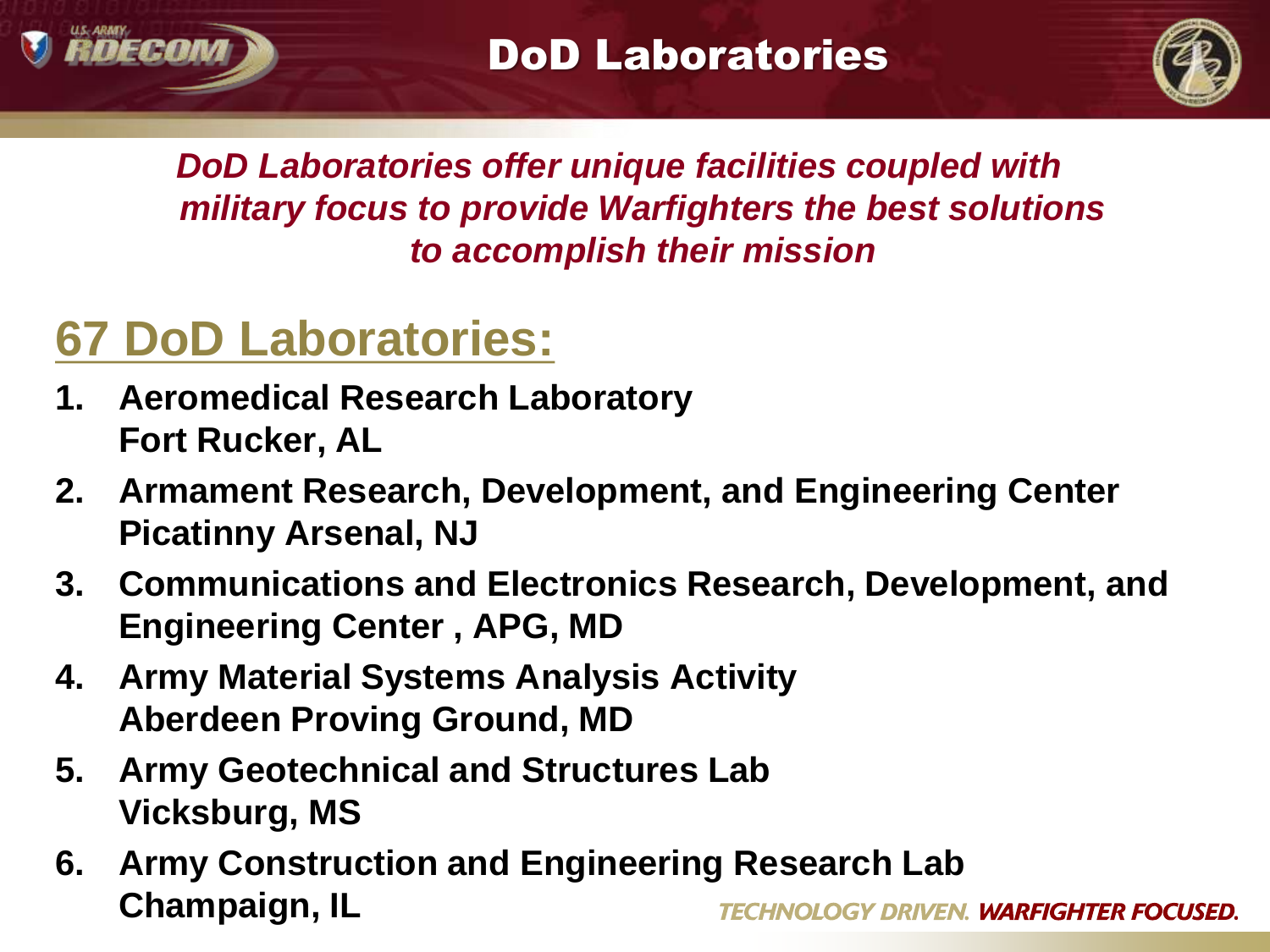# DoD Laboratories

*DoD Laboratories offer unique facilities coupled with military focus to provide Warfighters the best solutions to accomplish their mission*

## 67 DoD Laboratories:

1. **Aeromedical Research Laboratory**
   **Fort Rucker, AL**
2. **Armament Research, Development, and Engineering Center**
   **Picatinny Arsenal, NJ**
3. **Communications and Electronics Research, Development, and Engineering Center , APG, MD**
4. **Army Material Systems Analysis Activity**
   **Aberdeen Proving Ground, MD**
5. **Army Geotechnical and Structures Lab**
   **Vicksburg, MS**
6. **Army Construction and Engineering Research Lab**
   **Champaign, IL**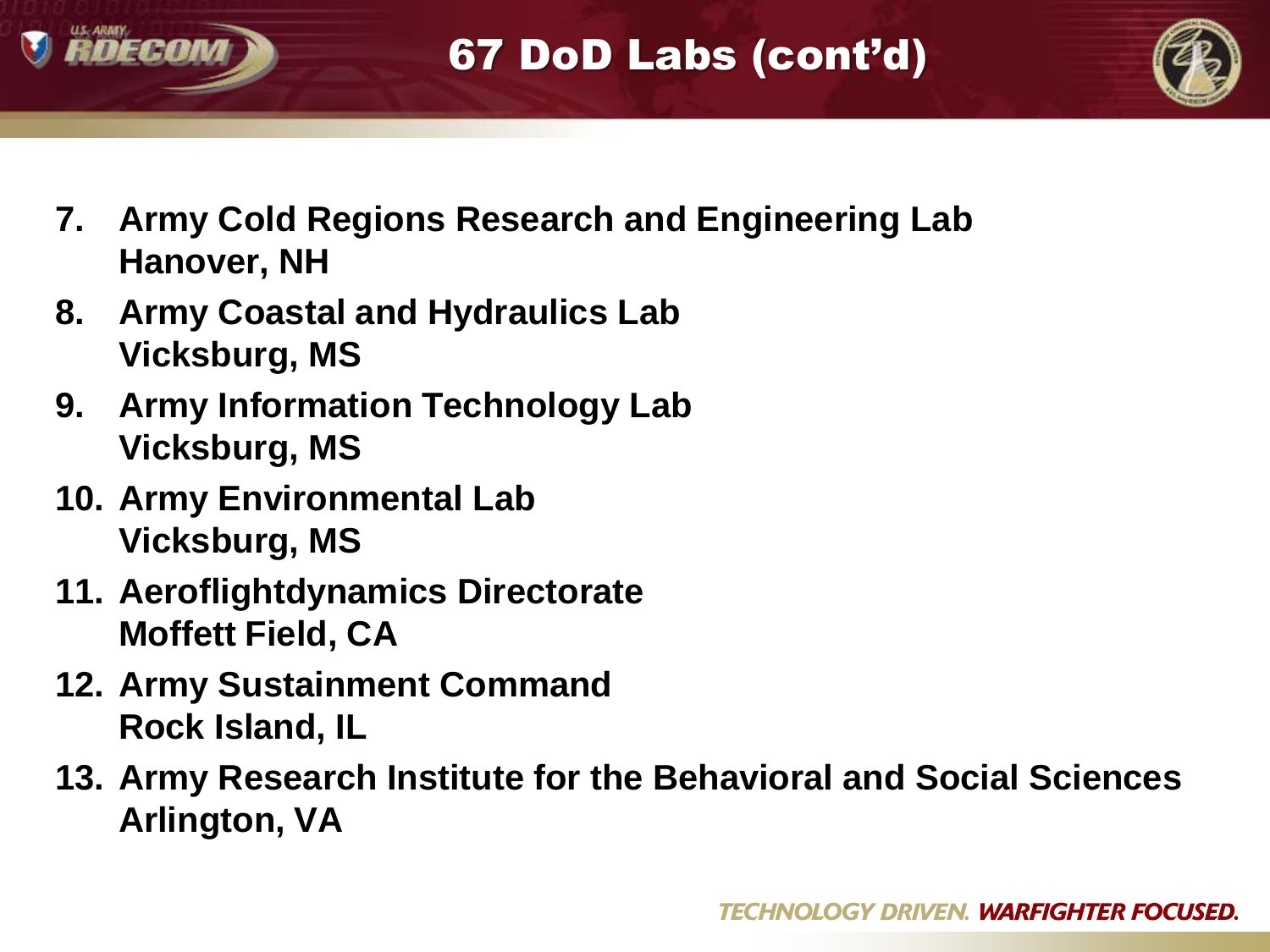# 67 DoD Labs (cont'd)

7. **Army Cold Regions Research and Engineering Lab**
   **Hanover, NH**
8. **Army Coastal and Hydraulics Lab**
   **Vicksburg, MS**
9. **Army Information Technology Lab**
   **Vicksburg, MS**
10. **Army Environmental Lab**
    **Vicksburg, MS**
11. **Aeroflightdynamics Directorate**
    **Moffett Field, CA**
12. **Army Sustainment Command**
    **Rock Island, IL**
13. **Army Research Institute for the Behavioral and Social Sciences**
    **Arlington, VA**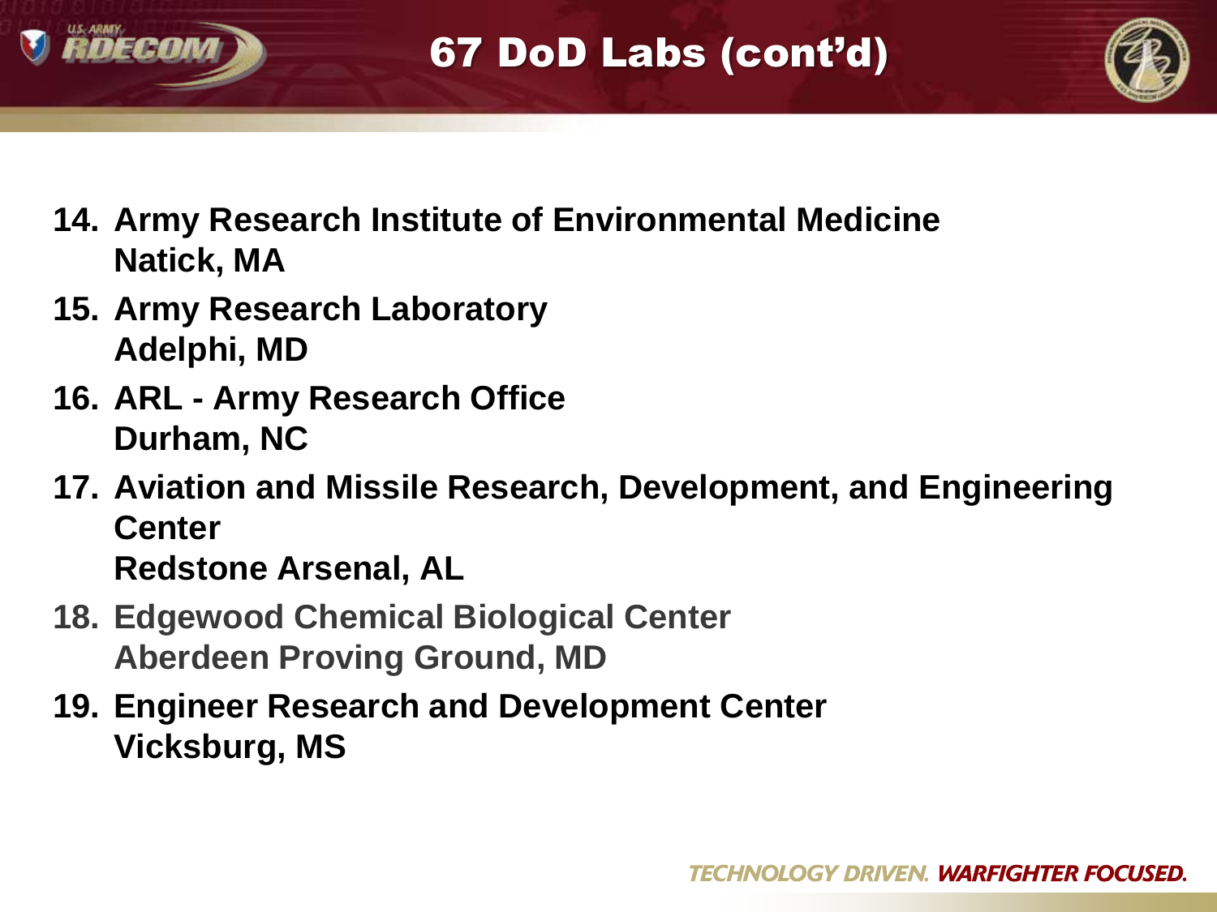# 67 DoD Labs (cont'd)

14. **Army Research Institute of Environmental Medicine**
    **Natick, MA**
15. **Army Research Laboratory**
    **Adelphi, MD**
16. **ARL - Army Research Office**
    **Durham, NC**
17. **Aviation and Missile Research, Development, and Engineering Center**
    **Redstone Arsenal, AL**
18. **Edgewood Chemical Biological Center**
    **Aberdeen Proving Ground, MD**
19. **Engineer Research and Development Center**
    **Vicksburg, MS**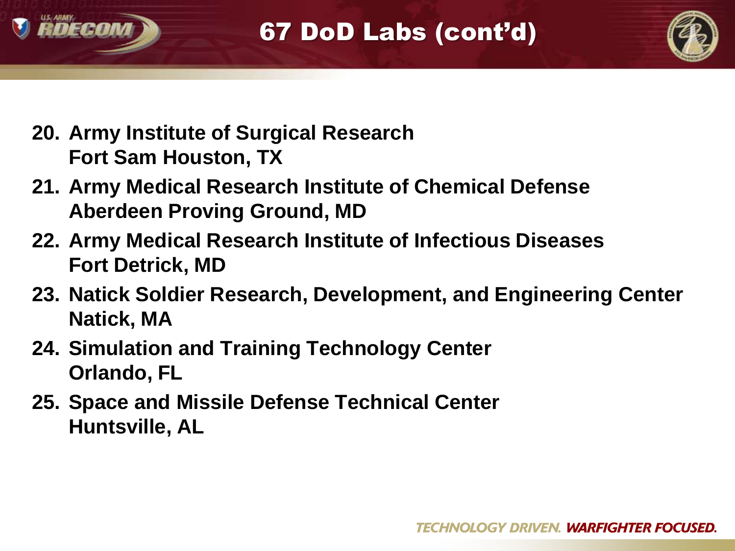# 67 DoD Labs (cont'd)

20. **Army Institute of Surgical Research**
    **Fort Sam Houston, TX**
21. **Army Medical Research Institute of Chemical Defense**
    **Aberdeen Proving Ground, MD**
22. **Army Medical Research Institute of Infectious Diseases**
    **Fort Detrick, MD**
23. **Natick Soldier Research, Development, and Engineering Center**
    **Natick, MA**
24. **Simulation and Training Technology Center**
    **Orlando, FL**
25. **Space and Missile Defense Technical Center**
    **Huntsville, AL**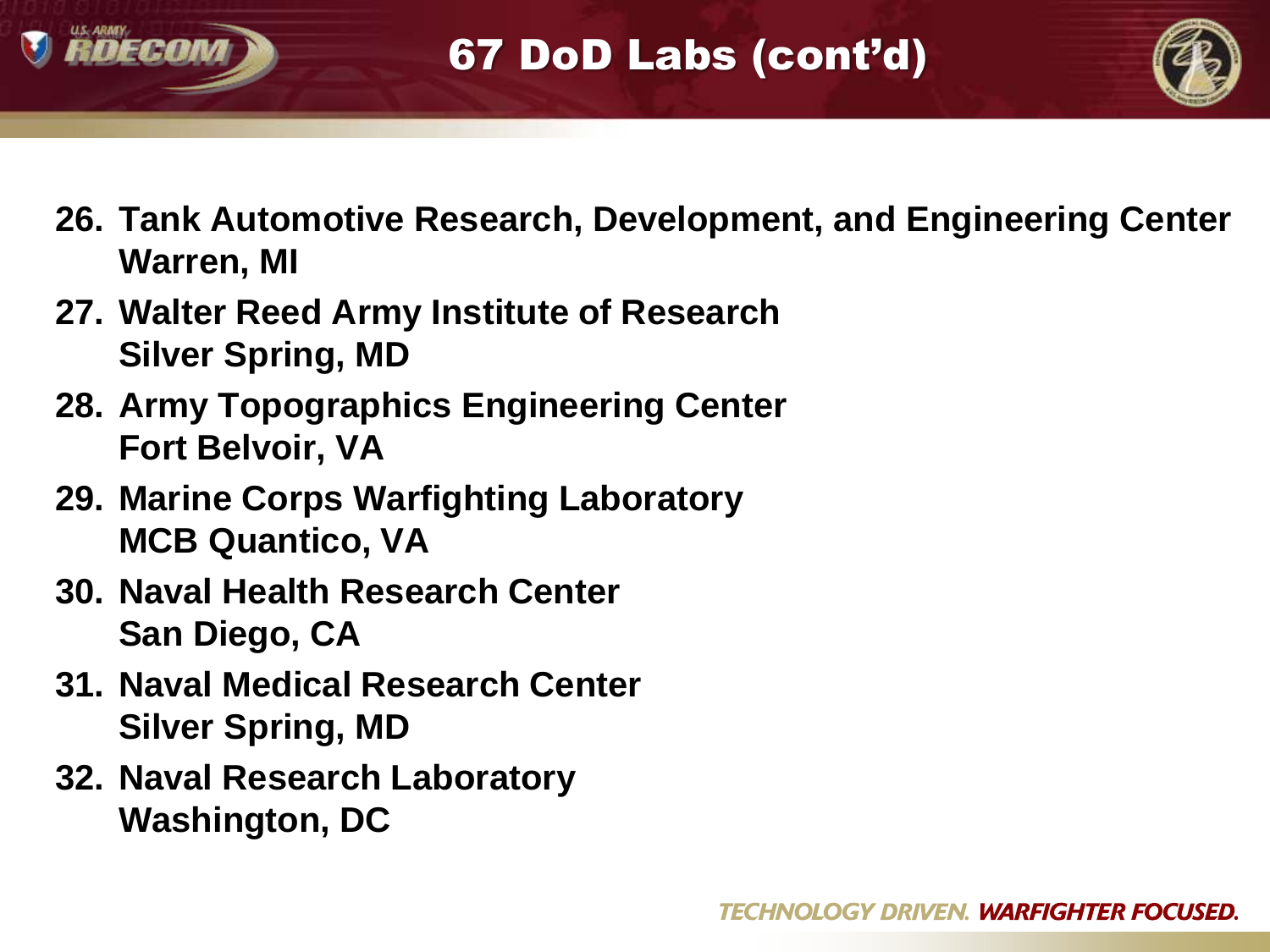# 67 DoD Labs (cont'd)

26. **Tank Automotive Research, Development, and Engineering Center**
    **Warren, MI**
27. **Walter Reed Army Institute of Research**
    **Silver Spring, MD**
28. **Army Topographics Engineering Center**
    **Fort Belvoir, VA**
29. **Marine Corps Warfighting Laboratory**
    **MCB Quantico, VA**
30. **Naval Health Research Center**
    **San Diego, CA**
31. **Naval Medical Research Center**
    **Silver Spring, MD**
32. **Naval Research Laboratory**
    **Washington, DC**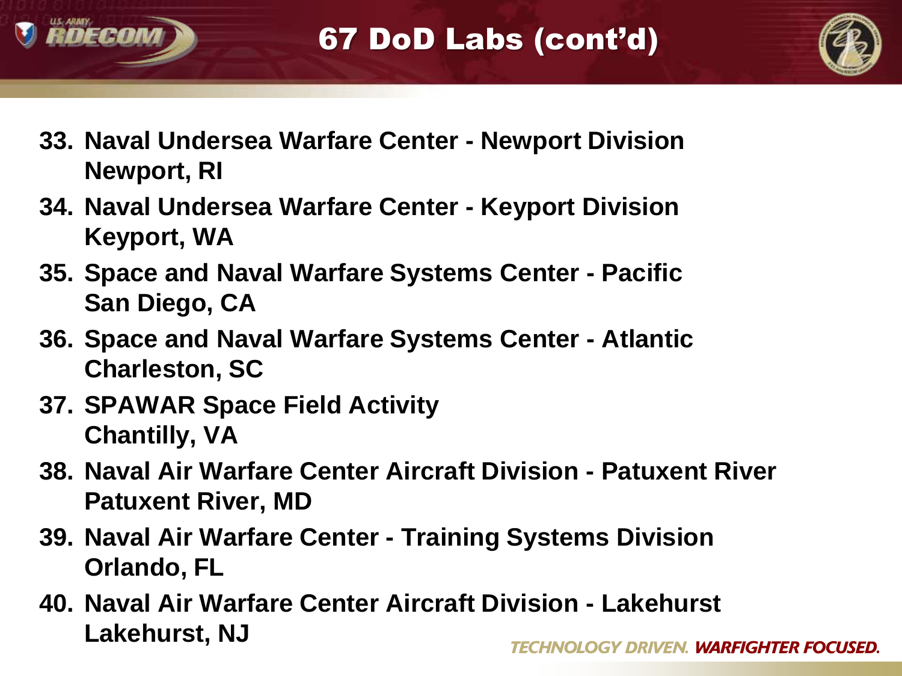# 67 DoD Labs (cont'd)

33. **Naval Undersea Warfare Center - Newport Division**
    **Newport, RI**
34. **Naval Undersea Warfare Center - Keyport Division**
    **Keyport, WA**
35. **Space and Naval Warfare Systems Center - Pacific**
    **San Diego, CA**
36. **Space and Naval Warfare Systems Center - Atlantic**
    **Charleston, SC**
37. **SPAWAR Space Field Activity**
    **Chantilly, VA**
38. **Naval Air Warfare Center Aircraft Division - Patuxent River**
    **Patuxent River, MD**
39. **Naval Air Warfare Center - Training Systems Division**
    **Orlando, FL**
40. **Naval Air Warfare Center Aircraft Division - Lakehurst**
    **Lakehurst, NJ**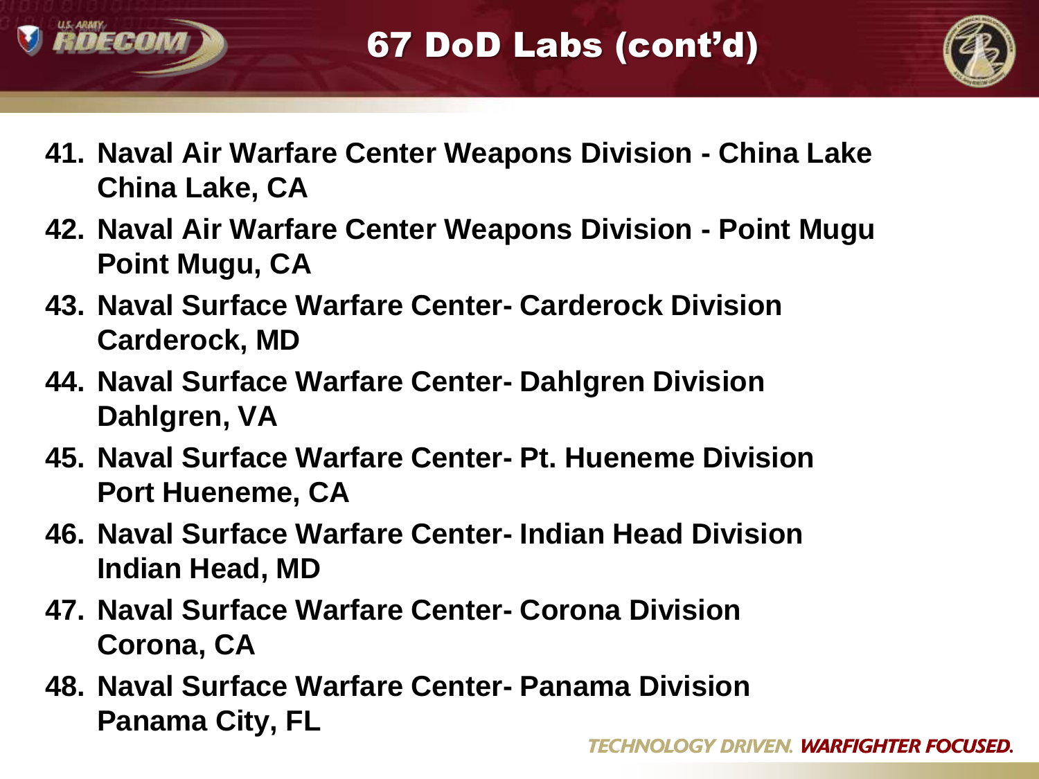# 67 DoD Labs (cont'd)

41. **Naval Air Warfare Center Weapons Division - China Lake**
    **China Lake, CA**
42. **Naval Air Warfare Center Weapons Division - Point Mugu**
    **Point Mugu, CA**
43. **Naval Surface Warfare Center- Carderock Division**
    **Carderock, MD**
44. **Naval Surface Warfare Center- Dahlgren Division**
    **Dahlgren, VA**
45. **Naval Surface Warfare Center- Pt. Hueneme Division**
    **Port Hueneme, CA**
46. **Naval Surface Warfare Center- Indian Head Division**
    **Indian Head, MD**
47. **Naval Surface Warfare Center- Corona Division**
    **Corona, CA**
48. **Naval Surface Warfare Center- Panama Division**
    **Panama City, FL**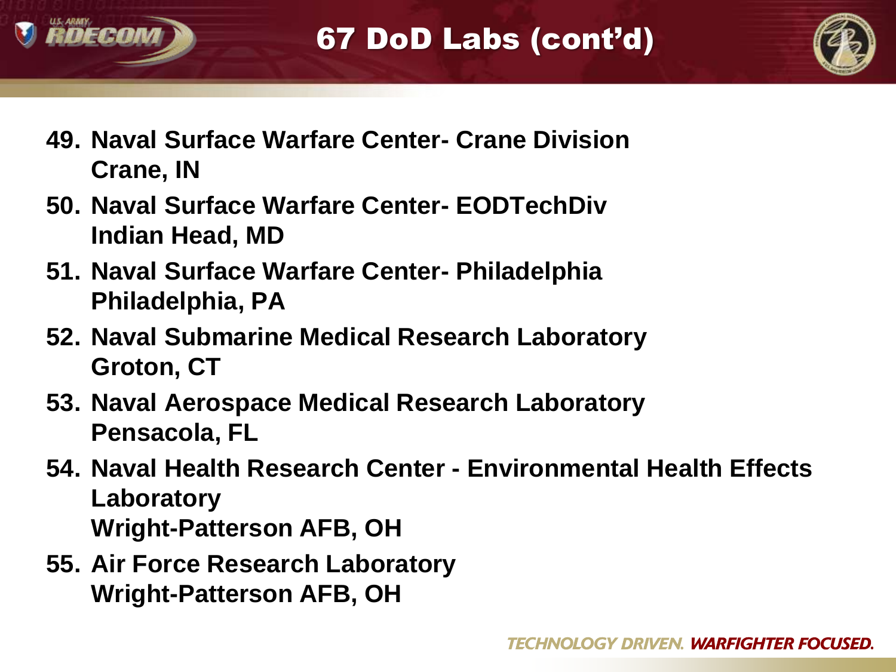# 67 DoD Labs (cont'd)

49. **Naval Surface Warfare Center- Crane Division**
    **Crane, IN**
50. **Naval Surface Warfare Center- EODTechDiv**
    **Indian Head, MD**
51. **Naval Surface Warfare Center- Philadelphia**
    **Philadelphia, PA**
52. **Naval Submarine Medical Research Laboratory**
    **Groton, CT**
53. **Naval Aerospace Medical Research Laboratory**
    **Pensacola, FL**
54. **Naval Health Research Center - Environmental Health Effects Laboratory**
    **Wright-Patterson AFB, OH**
55. **Air Force Research Laboratory**
    **Wright-Patterson AFB, OH**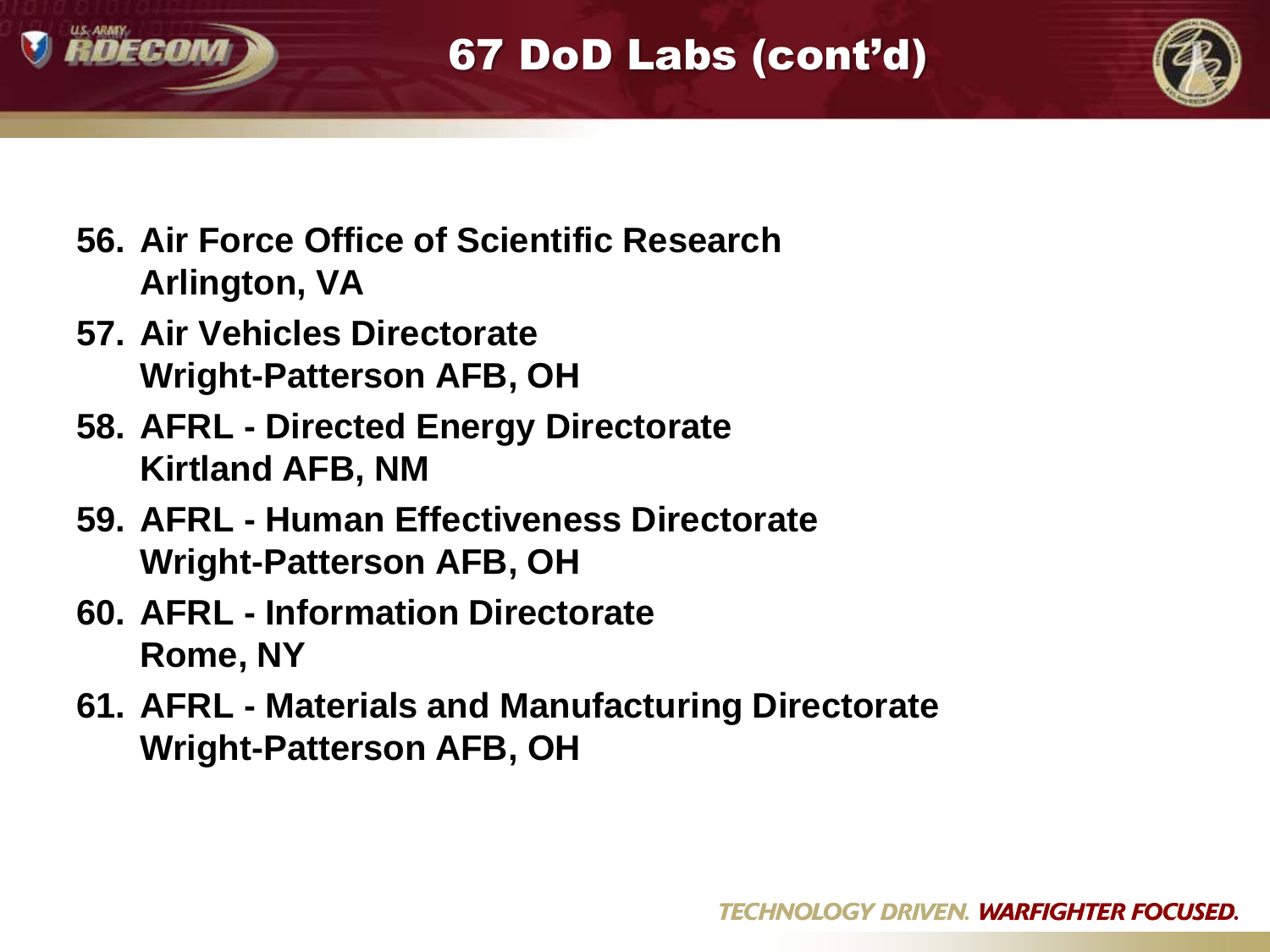# 67 DoD Labs (cont'd)

56. **Air Force Office of Scientific Research**
    **Arlington, VA**
57. **Air Vehicles Directorate**
    **Wright-Patterson AFB, OH**
58. **AFRL - Directed Energy Directorate**
    **Kirtland AFB, NM**
59. **AFRL - Human Effectiveness Directorate**
    **Wright-Patterson AFB, OH**
60. **AFRL - Information Directorate**
    **Rome, NY**
61. **AFRL - Materials and Manufacturing Directorate**
    **Wright-Patterson AFB, OH**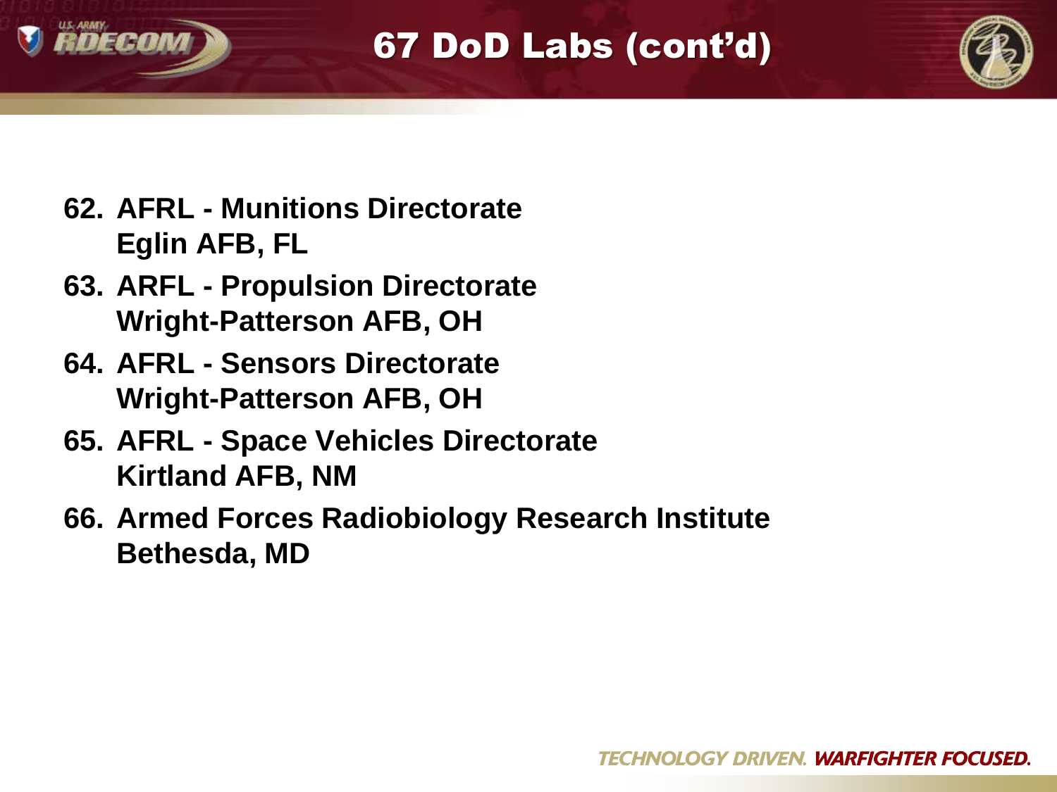# 67 DoD Labs (cont'd)

62. **AFRL - Munitions Directorate**
    **Eglin AFB, FL**
63. **ARFL - Propulsion Directorate**
    **Wright-Patterson AFB, OH**
64. **AFRL - Sensors Directorate**
    **Wright-Patterson AFB, OH**
65. **AFRL - Space Vehicles Directorate**
    **Kirtland AFB, NM**
66. **Armed Forces Radiobiology Research Institute**
    **Bethesda, MD**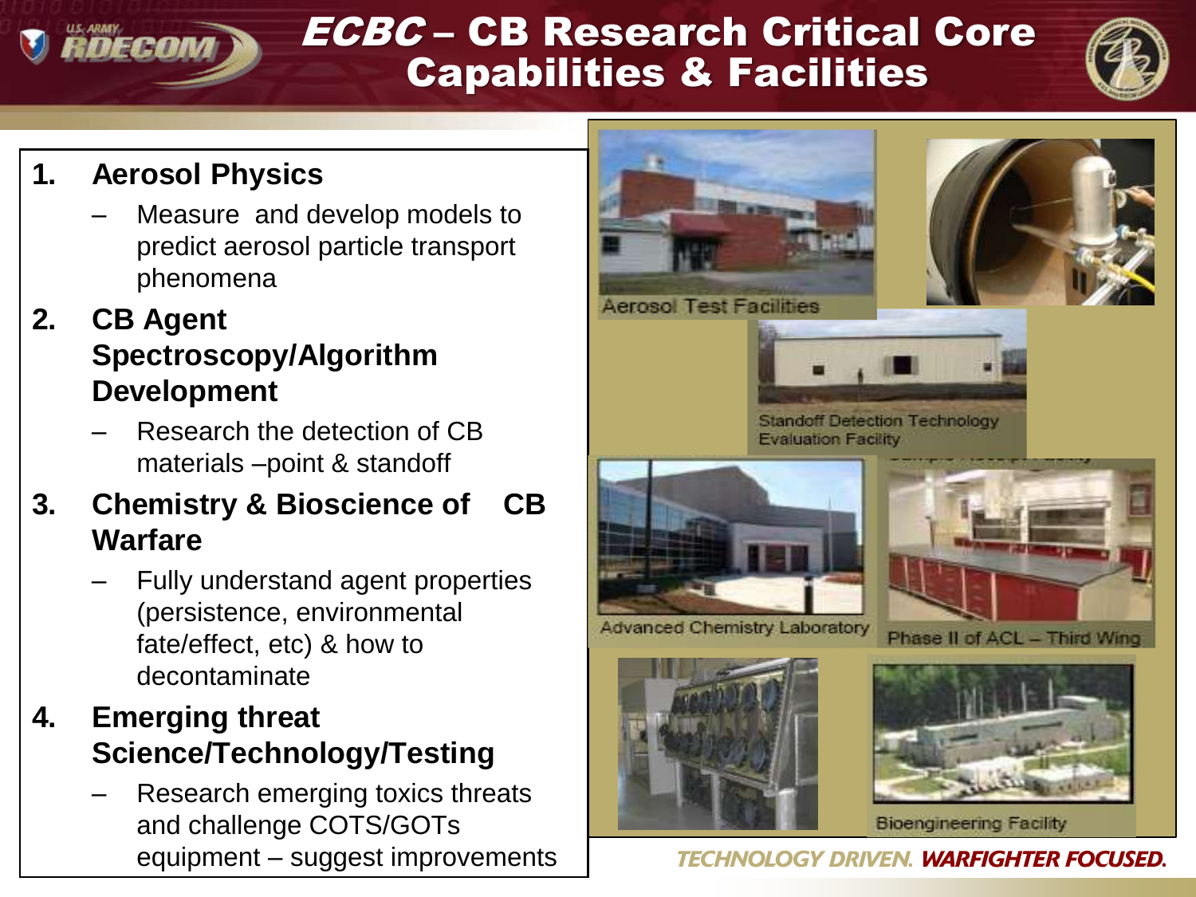# ECBC – CB Research Critical Core Capabilities & Facilities

1. **Aerosol Physics**
   - Measure and develop models to predict aerosol particle transport phenomena
2. **CB Agent Spectroscopy/Algorithm Development**
   - Research the detection of CB materials –point & standoff
3. **Chemistry & Bioscience of CB Warfare**
   - Fully understand agent properties (persistence, environmental fate/effect, etc) & how to decontaminate
4. **Emerging threat Science/Technology/Testing**
   - Research emerging toxics threats and challenge COTS/GOTs equipment – suggest improvements

Aerosol Test Facilities

Standoff Detection Technology Evaluation Facility

Advanced Chemistry Laboratory

Phase II of ACL – Third Wing

Bioengineering Facility

*TECHNOLOGY DRIVEN. WARFIGHTER FOCUSED.*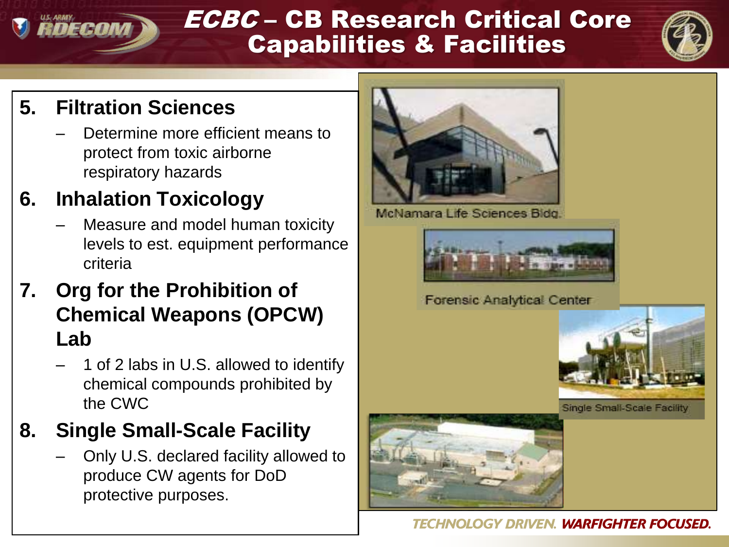# ECBC – CB Research Critical Core Capabilities & Facilities

5. **Filtration Sciences**
   - Determine more efficient means to protect from toxic airborne respiratory hazards
6. **Inhalation Toxicology**
   - Measure and model human toxicity levels to est. equipment performance criteria
7. **Org for the Prohibition of Chemical Weapons (OPCW) Lab**
   - 1 of 2 labs in U.S. allowed to identify chemical compounds prohibited by the CWC
8. **Single Small-Scale Facility**
   - Only U.S. declared facility allowed to produce CW agents for DoD protective purposes.

McNamara Life Sciences Bldg.

Forensic Analytical Center

Single Small-Scale Facility

*TECHNOLOGY DRIVEN. WARFIGHTER FOCUSED.*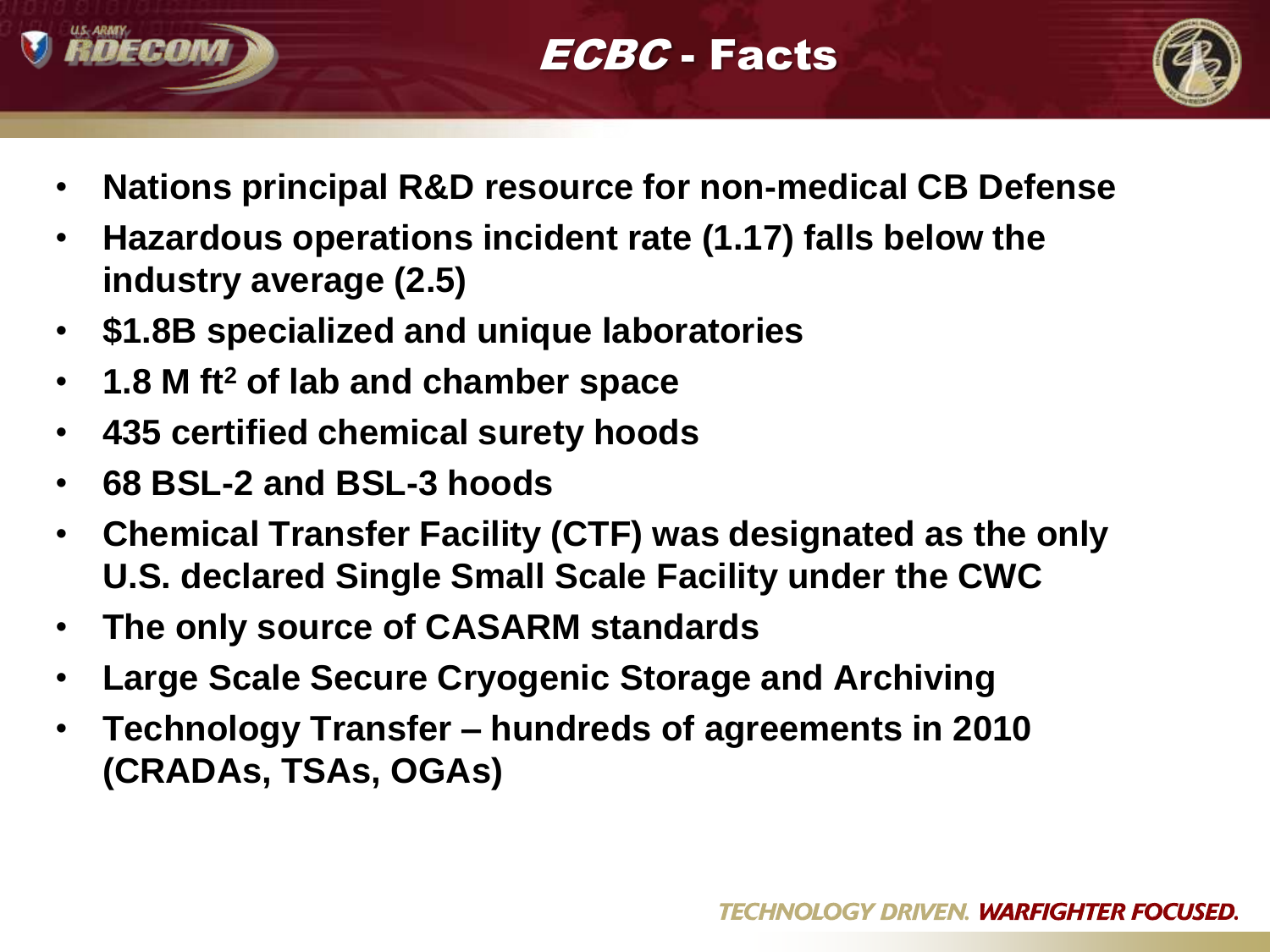# *ECBC* - Facts

- Nations principal R&D resource for non-medical CB Defense
- Hazardous operations incident rate (1.17) falls below the industry average (2.5)
- $1.8B specialized and unique laboratories
- 1.8 M $ft^2$ of lab and chamber space
- 435 certified chemical surety hoods
- 68 BSL-2 and BSL-3 hoods
- Chemical Transfer Facility (CTF) was designated as the only U.S. declared Single Small Scale Facility under the CWC
- The only source of CASARM standards
- Large Scale Secure Cryogenic Storage and Archiving
- Technology Transfer – hundreds of agreements in 2010 (CRADAs, TSAs, OGAs)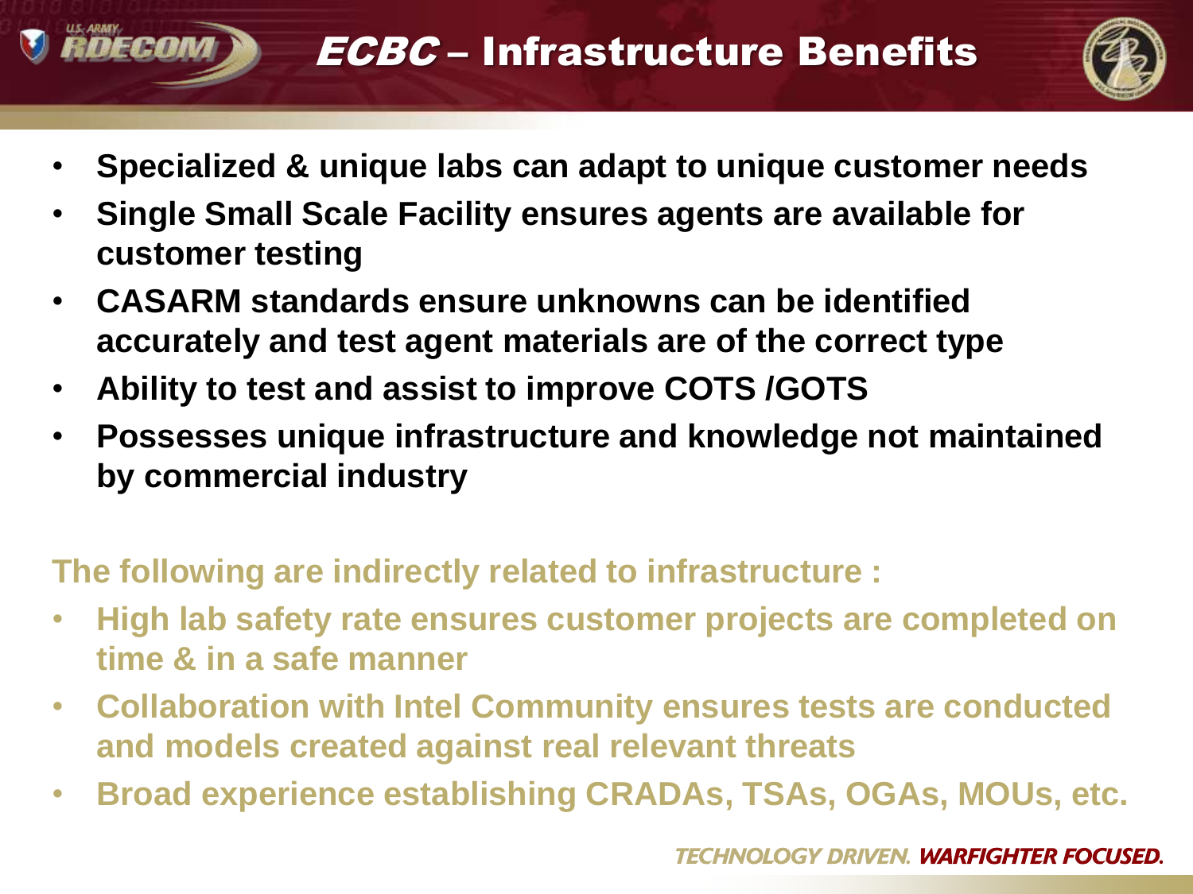# *ECBC* – Infrastructure Benefits

- **Specialized & unique labs can adapt to unique customer needs**
- **Single Small Scale Facility ensures agents are available for customer testing**
- **CASARM standards ensure unknowns can be identified accurately and test agent materials are of the correct type**
- **Ability to test and assist to improve COTS /GOTS**
- **Possesses unique infrastructure and knowledge not maintained by commercial industry**

**The following are indirectly related to infrastructure :**

- **High lab safety rate ensures customer projects are completed on time & in a safe manner**
- **Collaboration with Intel Community ensures tests are conducted and models created against real relevant threats**
- **Broad experience establishing CRADAs, TSAs, OGAs, MOUs, etc.**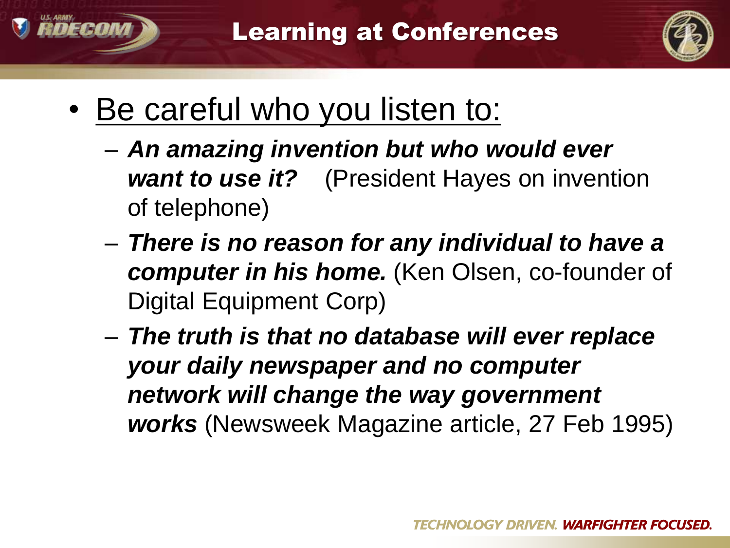# Learning at Conferences

- Be careful who you listen to:
  - ***An amazing invention but who would ever want to use it?*** (President Hayes on invention of telephone)
  - ***There is no reason for any individual to have a computer in his home.*** (Ken Olsen, co-founder of Digital Equipment Corp)
  - ***The truth is that no database will ever replace your daily newspaper and no computer network will change the way government works*** (Newsweek Magazine article, 27 Feb 1995)